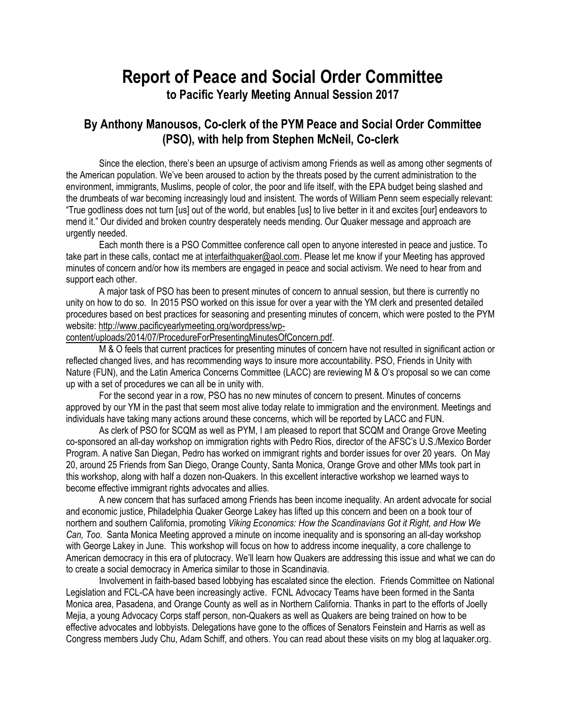# Report of Peace and Social Order Committee

**to Pacific Yearly Meeting Annual Session 2017**

## By Anthony Manousos, Co-clerk of the PYM Peace and Social Order Committee (PSO), with help from Stephen McNeil, Co-clerk

Since the election, there's been an upsurge of activism among Friends as well as among other segments of the American population. We've been aroused to action by the threats posed by the current administration to the environment, immigrants, Muslims, people of color, the poor and life itself, with the EPA budget being slashed and the drumbeats of war becoming increasingly loud and insistent. The words of William Penn seem especially relevant: "True godliness does not turn [us] out of the world, but enables [us] to live better in it and excites [our] endeavors to mend it." Our divided and broken country desperately needs mending. Our Quaker message and approach are urgently needed.

Each month there is a PSO Committee conference call open to anyone interested in peace and justice. To take part in these calls, contact me at interfaithquaker@aol.com. Please let me know if your Meeting has approved minutes of concern and/or how its members are engaged in peace and social activism. We need to hear from and support each other.

A major task of PSO has been to present minutes of concern to annual session, but there is currently no unity on how to do so. In 2015 PSO worked on this issue for over a year with the YM clerk and presented detailed procedures based on best practices for seasoning and presenting minutes of concern, which were posted to the PYM website: http://www.pacificyearlymeeting.org/wordpress/wp-content/uploads/2014/07/ProcedureForPresentingMinutesOfConcern.pdf.

M & O feels that current practices for presenting minutes of concern have not resulted in significant action or reflected changed lives, and has recommending ways to insure more accountability. PSO, Friends in Unity with Nature (FUN), and the Latin America Concerns Committee (LACC) are reviewing M & O's proposal so we can come up with a set of procedures we can all be in unity with.

For the second year in a row, PSO has no new minutes of concern to present. Minutes of concerns approved by our YM in the past that seem most alive today relate to immigration and the environment. Meetings and individuals have taking many actions around these concerns, which will be reported by LACC and FUN.

As clerk of PSO for SCQM as well as PYM, I am pleased to report that SCQM and Orange Grove Meeting co-sponsored an all-day workshop on immigration rights with Pedro Rios, director of the AFSC's U.S./Mexico Border Program. A native San Diegan, Pedro has worked on immigrant rights and border issues for over 20 years. On May 20, around 25 Friends from San Diego, Orange County, Santa Monica, Orange Grove and other MMs took part in this workshop, along with half a dozen non-Quakers. In this excellent interactive workshop we learned ways to become effective immigrant rights advocates and allies.

A new concern that has surfaced among Friends has been income inequality. An ardent advocate for social and economic justice, Philadelphia Quaker George Lakey has lifted up this concern and been on a book tour of northern and southern California, promoting *Viking Economics: How the Scandinavians Got it Right, and How We Can, Too.* Santa Monica Meeting approved a minute on income inequality and is sponsoring an all-day workshop with George Lakey in June. This workshop will focus on how to address income inequality, a core challenge to American democracy in this era of plutocracy. We'll learn how Quakers are addressing this issue and what we can do to create a social democracy in America similar to those in Scandinavia.

Involvement in faith-based based lobbying has escalated since the election. Friends Committee on National Legislation and FCL-CA have been increasingly active. FCNL Advocacy Teams have been formed in the Santa Monica area, Pasadena, and Orange County as well as in Northern California. Thanks in part to the efforts of Joelly Mejia, a young Advocacy Corps staff person, non-Quakers as well as Quakers are being trained on how to be effective advocates and lobbyists. Delegations have gone to the offices of Senators Feinstein and Harris as well as Congress members Judy Chu, Adam Schiff, and others. You can read about these visits on my blog at laquaker.org.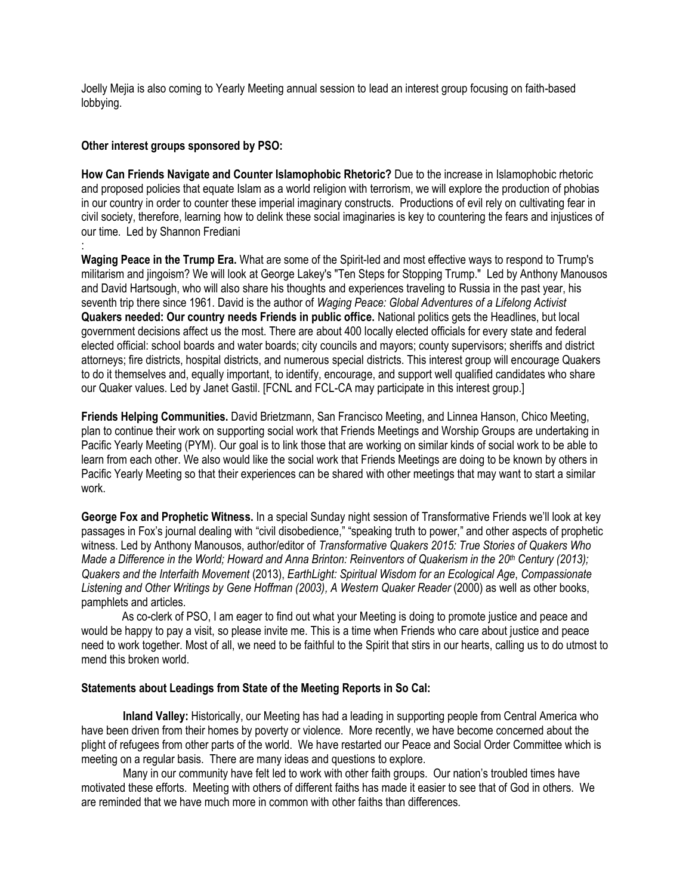Joelly Mejia is also coming to Yearly Meeting annual session to lead an interest group focusing on faith-based lobbying.

**Other interest groups sponsored by PSO:**

**How Can Friends Navigate and Counter Islamophobic Rhetoric?** Due to the increase in Islamophobic rhetoric and proposed policies that equate Islam as a world religion with terrorism, we will explore the production of phobias in our country in order to counter these imperial imaginary constructs. Productions of evil rely on cultivating fear in civil society, therefore, learning how to delink these social imaginaries is key to countering the fears and injustices of our time. Led by Shannon Frediani
:

**Waging Peace in the Trump Era.** What are some of the Spirit-led and most effective ways to respond to Trump's militarism and jingoism? We will look at George Lakey's "Ten Steps for Stopping Trump." Led by Anthony Manousos and David Hartsough, who will also share his thoughts and experiences traveling to Russia in the past year, his seventh trip there since 1961. David is the author of *Waging Peace: Global Adventures of a Lifelong Activist*

**Quakers needed: Our country needs Friends in public office.** National politics gets the Headlines, but local government decisions affect us the most. There are about 400 locally elected officials for every state and federal elected official: school boards and water boards; city councils and mayors; county supervisors; sheriffs and district attorneys; fire districts, hospital districts, and numerous special districts. This interest group will encourage Quakers to do it themselves and, equally important, to identify, encourage, and support well qualified candidates who share our Quaker values. Led by Janet Gastil. [FCNL and FCL-CA may participate in this interest group.]

**Friends Helping Communities.** David Brietzmann, San Francisco Meeting, and Linnea Hanson, Chico Meeting, plan to continue their work on supporting social work that Friends Meetings and Worship Groups are undertaking in Pacific Yearly Meeting (PYM). Our goal is to link those that are working on similar kinds of social work to be able to learn from each other. We also would like the social work that Friends Meetings are doing to be known by others in Pacific Yearly Meeting so that their experiences can be shared with other meetings that may want to start a similar work.

**George Fox and Prophetic Witness.** In a special Sunday night session of Transformative Friends we'll look at key passages in Fox's journal dealing with "civil disobedience," "speaking truth to power," and other aspects of prophetic witness. Led by Anthony Manousos, author/editor of *Transformative Quakers 2015: True Stories of Quakers Who Made a Difference in the World; Howard and Anna Brinton: Reinventors of Quakerism in the 20th Century (2013); Quakers and the Interfaith Movement* (2013), *EarthLight: Spiritual Wisdom for an Ecological Age*, *Compassionate Listening and Other Writings by Gene Hoffman (2003), A Western Quaker Reader* (2000) as well as other books, pamphlets and articles.

As co-clerk of PSO, I am eager to find out what your Meeting is doing to promote justice and peace and would be happy to pay a visit, so please invite me. This is a time when Friends who care about justice and peace need to work together. Most of all, we need to be faithful to the Spirit that stirs in our hearts, calling us to do utmost to mend this broken world.

**Statements about Leadings from State of the Meeting Reports in So Cal:**

**Inland Valley:** Historically, our Meeting has had a leading in supporting people from Central America who have been driven from their homes by poverty or violence. More recently, we have become concerned about the plight of refugees from other parts of the world. We have restarted our Peace and Social Order Committee which is meeting on a regular basis. There are many ideas and questions to explore.

Many in our community have felt led to work with other faith groups. Our nation's troubled times have motivated these efforts. Meeting with others of different faiths has made it easier to see that of God in others. We are reminded that we have much more in common with other faiths than differences.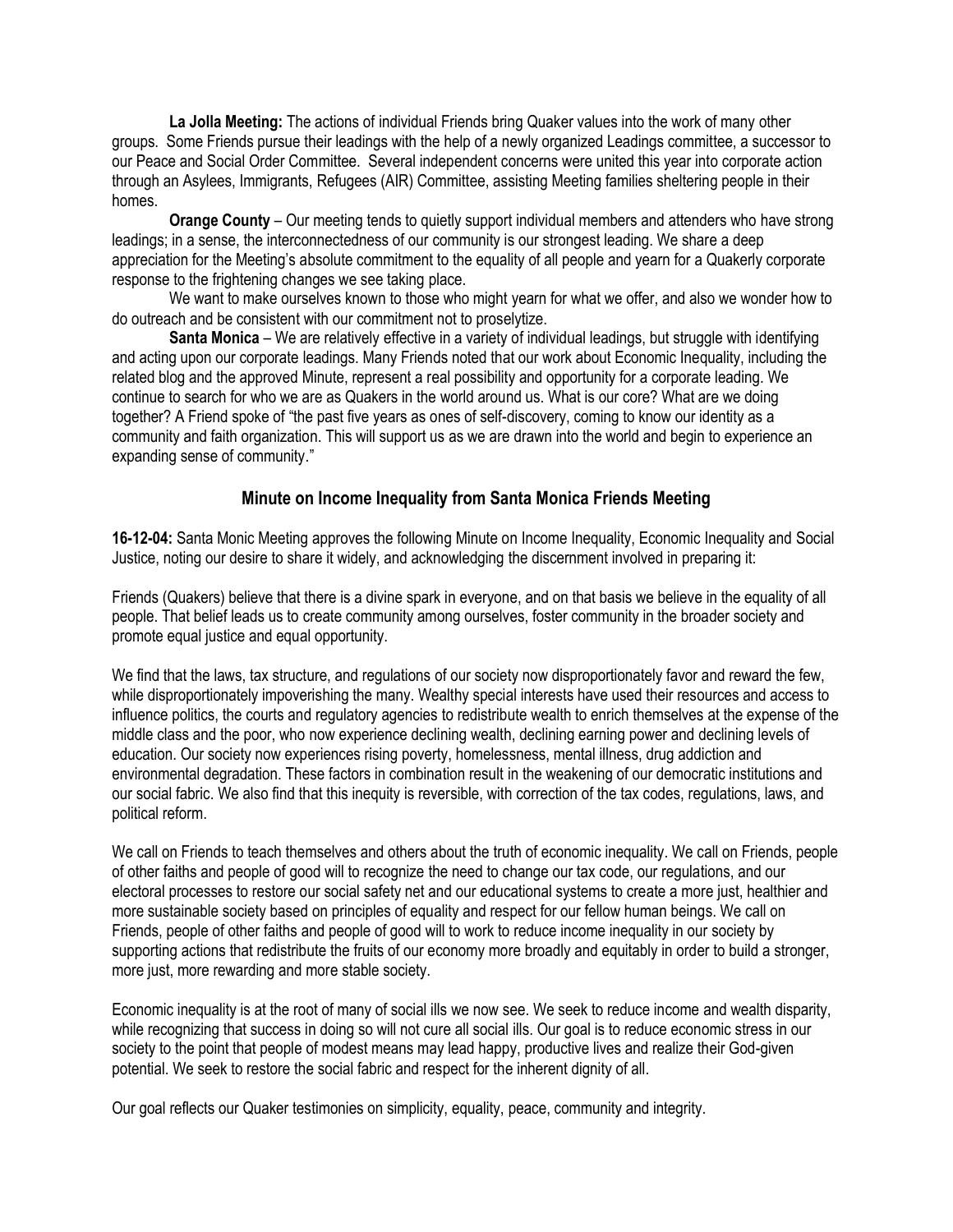**La Jolla Meeting:** The actions of individual Friends bring Quaker values into the work of many other groups. Some Friends pursue their leadings with the help of a newly organized Leadings committee, a successor to our Peace and Social Order Committee. Several independent concerns were united this year into corporate action through an Asylees, Immigrants, Refugees (AIR) Committee, assisting Meeting families sheltering people in their homes.

**Orange County** – Our meeting tends to quietly support individual members and attenders who have strong leadings; in a sense, the interconnectedness of our community is our strongest leading. We share a deep appreciation for the Meeting's absolute commitment to the equality of all people and yearn for a Quakerly corporate response to the frightening changes we see taking place.

We want to make ourselves known to those who might yearn for what we offer, and also we wonder how to do outreach and be consistent with our commitment not to proselytize.

**Santa Monica** – We are relatively effective in a variety of individual leadings, but struggle with identifying and acting upon our corporate leadings. Many Friends noted that our work about Economic Inequality, including the related blog and the approved Minute, represent a real possibility and opportunity for a corporate leading. We continue to search for who we are as Quakers in the world around us. What is our core? What are we doing together? A Friend spoke of "the past five years as ones of self-discovery, coming to know our identity as a community and faith organization. This will support us as we are drawn into the world and begin to experience an expanding sense of community."

## Minute on Income Inequality from Santa Monica Friends Meeting

**16-12-04:** Santa Monic Meeting approves the following Minute on Income Inequality, Economic Inequality and Social Justice, noting our desire to share it widely, and acknowledging the discernment involved in preparing it:

Friends (Quakers) believe that there is a divine spark in everyone, and on that basis we believe in the equality of all people. That belief leads us to create community among ourselves, foster community in the broader society and promote equal justice and equal opportunity.

We find that the laws, tax structure, and regulations of our society now disproportionately favor and reward the few, while disproportionately impoverishing the many. Wealthy special interests have used their resources and access to influence politics, the courts and regulatory agencies to redistribute wealth to enrich themselves at the expense of the middle class and the poor, who now experience declining wealth, declining earning power and declining levels of education. Our society now experiences rising poverty, homelessness, mental illness, drug addiction and environmental degradation. These factors in combination result in the weakening of our democratic institutions and our social fabric. We also find that this inequity is reversible, with correction of the tax codes, regulations, laws, and political reform.

We call on Friends to teach themselves and others about the truth of economic inequality. We call on Friends, people of other faiths and people of good will to recognize the need to change our tax code, our regulations, and our electoral processes to restore our social safety net and our educational systems to create a more just, healthier and more sustainable society based on principles of equality and respect for our fellow human beings. We call on Friends, people of other faiths and people of good will to work to reduce income inequality in our society by supporting actions that redistribute the fruits of our economy more broadly and equitably in order to build a stronger, more just, more rewarding and more stable society.

Economic inequality is at the root of many of social ills we now see. We seek to reduce income and wealth disparity, while recognizing that success in doing so will not cure all social ills. Our goal is to reduce economic stress in our society to the point that people of modest means may lead happy, productive lives and realize their God-given potential. We seek to restore the social fabric and respect for the inherent dignity of all.

Our goal reflects our Quaker testimonies on simplicity, equality, peace, community and integrity.